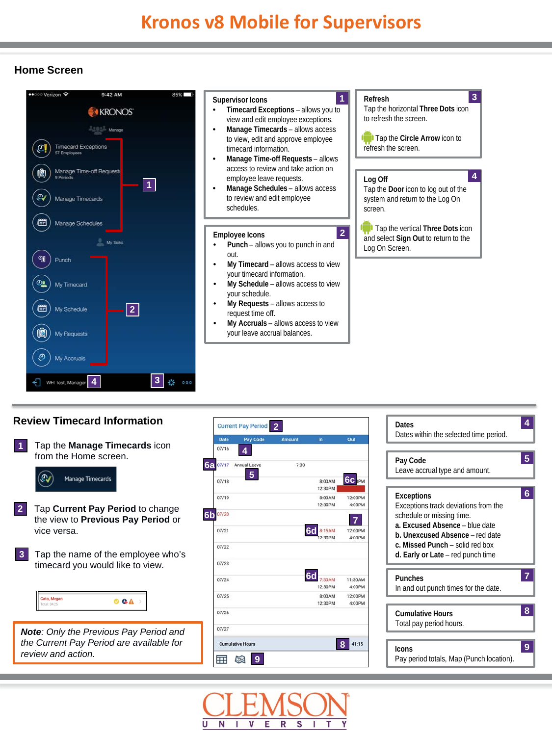# Kronos v8 Mobile for Supervisors

## Home Screen

**Supervisor Icons** 1

- **Timecard Exceptions** – allows you to view and edit employee exceptions.
- **Manage Timecards** – allows access to view, edit and approve employee timecard information.
- **Manage Time-off Requests** – allows access to review and take action on employee leave requests.
- **Manage Schedules** – allows access to review and edit employee schedules.

**Employee Icons** 2

- **Punch** – allows you to punch in and out.
- **My Timecard** – allows access to view your timecard information.
- **My Schedule** – allows access to view your schedule.
- **My Requests** – allows access to request time off.
- **My Accruals** – allows access to view your leave accrual balances.

**Refresh** 3

Tap the horizontal **Three Dots** icon to refresh the screen.

Tap the **Circle Arrow** icon to refresh the screen.

**Log Off** 4

Tap the **Door** icon to log out of the system and return to the Log On screen.

Tap the vertical **Three Dots** icon and select **Sign Out** to return to the Log On Screen.

## Review Timecard Information

1. Tap the **Manage Timecards** icon from the Home screen.
2. Tap **Current Pay Period** to change the view to **Previous Pay Period** or vice versa.
3. Tap the name of the employee who's timecard you would like to view.

***Note**: Only the Previous Pay Period and the Current Pay Period are available for review and action.*

**Dates** 4

Dates within the selected time period.

**Pay Code** 5

Leave accrual type and amount.

**Exceptions** 6

Exceptions track deviations from the schedule or missing time.

**a. Excused Absence** – blue date
**b. Unexcused Absence** – red date
**c. Missed Punch** – solid red box
**d. Early or Late** – red punch time

**Punches** 7

In and out punch times for the date.

**Cumulative Hours** 8

Total pay period hours.

**Icons** 9

Pay period totals, Map (Punch location).

CLEMSON UNIVERSITY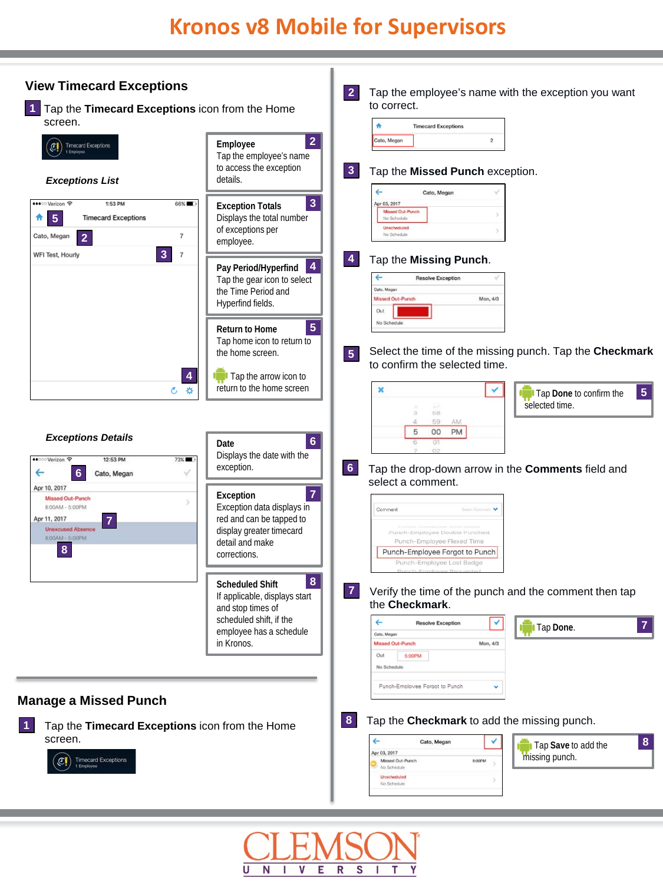# Kronos v8 Mobile for Supervisors

## View Timecard Exceptions

1. Tap the **Timecard Exceptions** icon from the Home screen.

### *Exceptions List*

**Employee** (2)
Tap the employee's name to access the exception details.

**Exception Totals** (3)
Displays the total number of exceptions per employee.

**Pay Period/Hyperfind** (4)
Tap the gear icon to select the Time Period and Hyperfind fields.

**Return to Home** (5)
Tap home icon to return to the home screen.

Tap the arrow icon to return to the home screen

### *Exceptions Details*

**Date** (6)
Displays the date with the exception.

**Exception** (7)
Exception data displays in red and can be tapped to display greater timecard detail and make corrections.

**Scheduled Shift** (8)
If applicable, displays start and stop times of scheduled shift, if the employee has a schedule in Kronos.

## Manage a Missed Punch

1. Tap the **Timecard Exceptions** icon from the Home screen.
2. Tap the employee's name with the exception you want to correct.
3. Tap the **Missed Punch** exception.
4. Tap the **Missing Punch**.
5. Select the time of the missing punch. Tap the **Checkmark** to confirm the selected time.
   - Tap **Done** to confirm the selected time.
6. Tap the drop-down arrow in the **Comments** field and select a comment.
7. Verify the time of the punch and the comment then tap the **Checkmark**.
   - Tap **Done**.
8. Tap the **Checkmark** to add the missing punch.
   - Tap **Save** to add the missing punch.

CLEMSON UNIVERSITY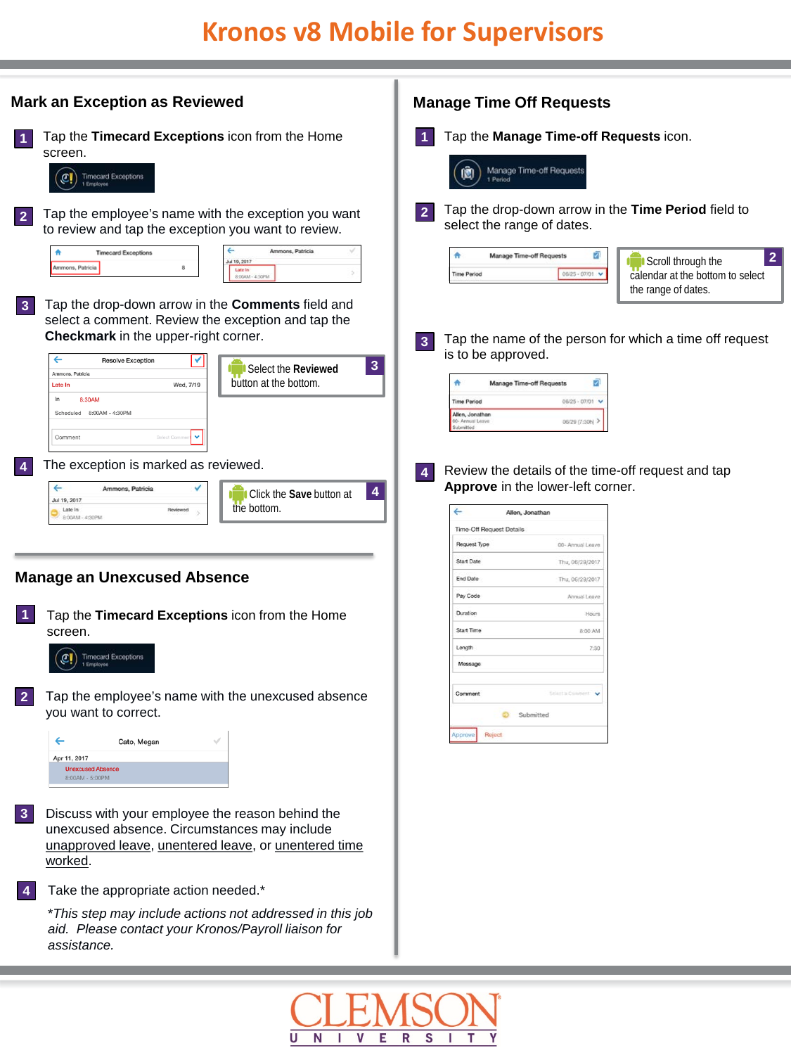# Kronos v8 Mobile for Supervisors

## Mark an Exception as Reviewed

1. Tap the **Timecard Exceptions** icon from the Home screen.

2. Tap the employee's name with the exception you want to review and tap the exception you want to review.

3. Tap the drop-down arrow in the **Comments** field and select a comment. Review the exception and tap the **Checkmark** in the upper-right corner.

   Select the **Reviewed** button at the bottom.

4. The exception is marked as reviewed.

   Click the **Save** button at the bottom.

## Manage an Unexcused Absence

1. Tap the **Timecard Exceptions** icon from the Home screen.

2. Tap the employee's name with the unexcused absence you want to correct.

3. Discuss with your employee the reason behind the unexcused absence. Circumstances may include unapproved leave, unentered leave, or unentered time worked.

4. Take the appropriate action needed.*

   *This step may include actions not addressed in this job aid. Please contact your Kronos/Payroll liaison for assistance.*

## Manage Time Off Requests

1. Tap the **Manage Time-off Requests** icon.

2. Tap the drop-down arrow in the **Time Period** field to select the range of dates.

   Scroll through the calendar at the bottom to select the range of dates.

3. Tap the name of the person for which a time off request is to be approved.

4. Review the details of the time-off request and tap **Approve** in the lower-left corner.

CLEMSON UNIVERSITY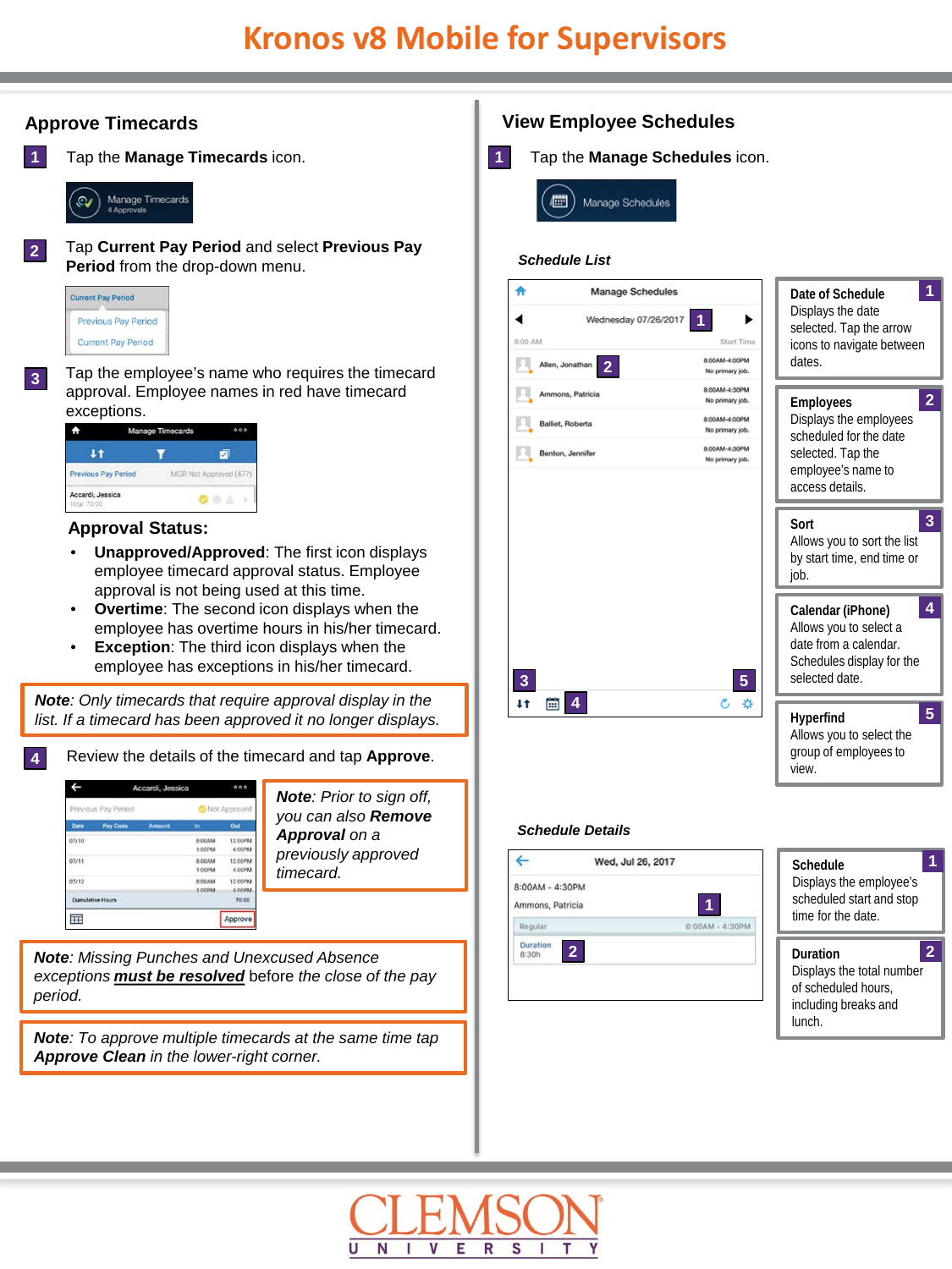# Kronos v8 Mobile for Supervisors

## Approve Timecards

**1** Tap the **Manage Timecards** icon.

**2** Tap **Current Pay Period** and select **Previous Pay Period** from the drop-down menu.

**3** Tap the employee's name who requires the timecard approval. Employee names in red have timecard exceptions.

### Approval Status:

- **Unapproved/Approved**: The first icon displays employee timecard approval status. Employee approval is not being used at this time.
- **Overtime**: The second icon displays when the employee has overtime hours in his/her timecard.
- **Exception**: The third icon displays when the employee has exceptions in his/her timecard.

> ***Note**: Only timecards that require approval display in the list. If a timecard has been approved it no longer displays.*

**4** Review the details of the timecard and tap **Approve**.

> ***Note**: Prior to sign off, you can also **Remove Approval** on a previously approved timecard.*

> ***Note**: Missing Punches and Unexcused Absence exceptions **must be resolved** before the close of the pay period.*

> ***Note**: To approve multiple timecards at the same time tap **Approve Clean** in the lower-right corner.*

## View Employee Schedules

**1** Tap the **Manage Schedules** icon.

### *Schedule List*

**1 Date of Schedule**
Displays the date selected. Tap the arrow icons to navigate between dates.

**2 Employees**
Displays the employees scheduled for the date selected. Tap the employee's name to access details.

**3 Sort**
Allows you to sort the list by start time, end time or job.

**4 Calendar (iPhone)**
Allows you to select a date from a calendar. Schedules display for the selected date.

**5 Hyperfind**
Allows you to select the group of employees to view.

### *Schedule Details*

**1 Schedule**
Displays the employee's scheduled start and stop time for the date.

**2 Duration**
Displays the total number of scheduled hours, including breaks and lunch.

CLEMSON UNIVERSITY